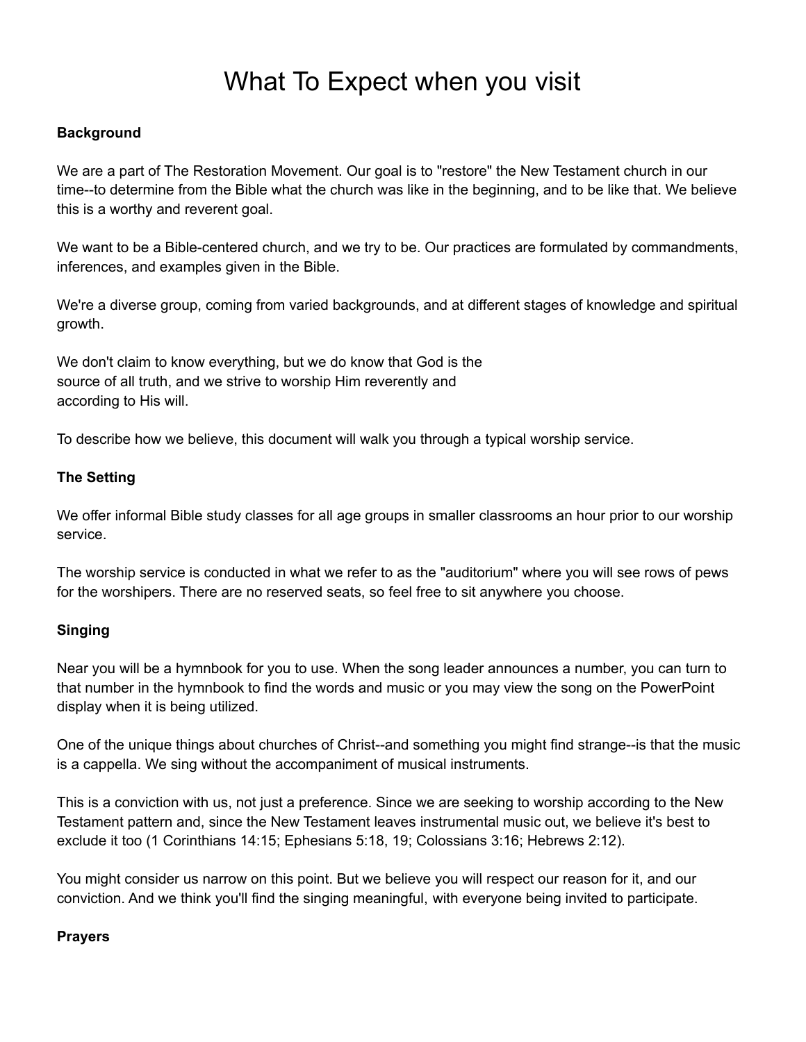# What To Expect when you visit

**Background**

We are a part of The Restoration Movement. Our goal is to "restore" the New Testament church in our time--to determine from the Bible what the church was like in the beginning, and to be like that. We believe this is a worthy and reverent goal.

We want to be a Bible-centered church, and we try to be. Our practices are formulated by commandments, inferences, and examples given in the Bible.

We're a diverse group, coming from varied backgrounds, and at different stages of knowledge and spiritual growth.

We don't claim to know everything, but we do know that God is the source of all truth, and we strive to worship Him reverently and according to His will.

To describe how we believe, this document will walk you through a typical worship service.

**The Setting**

We offer informal Bible study classes for all age groups in smaller classrooms an hour prior to our worship service.

The worship service is conducted in what we refer to as the "auditorium" where you will see rows of pews for the worshipers. There are no reserved seats, so feel free to sit anywhere you choose.

**Singing**

Near you will be a hymnbook for you to use. When the song leader announces a number, you can turn to that number in the hymnbook to find the words and music or you may view the song on the PowerPoint display when it is being utilized.

One of the unique things about churches of Christ--and something you might find strange--is that the music is a cappella. We sing without the accompaniment of musical instruments.

This is a conviction with us, not just a preference. Since we are seeking to worship according to the New Testament pattern and, since the New Testament leaves instrumental music out, we believe it's best to exclude it too (1 Corinthians 14:15; Ephesians 5:18, 19; Colossians 3:16; Hebrews 2:12).

You might consider us narrow on this point. But we believe you will respect our reason for it, and our conviction. And we think you'll find the singing meaningful, with everyone being invited to participate.

**Prayers**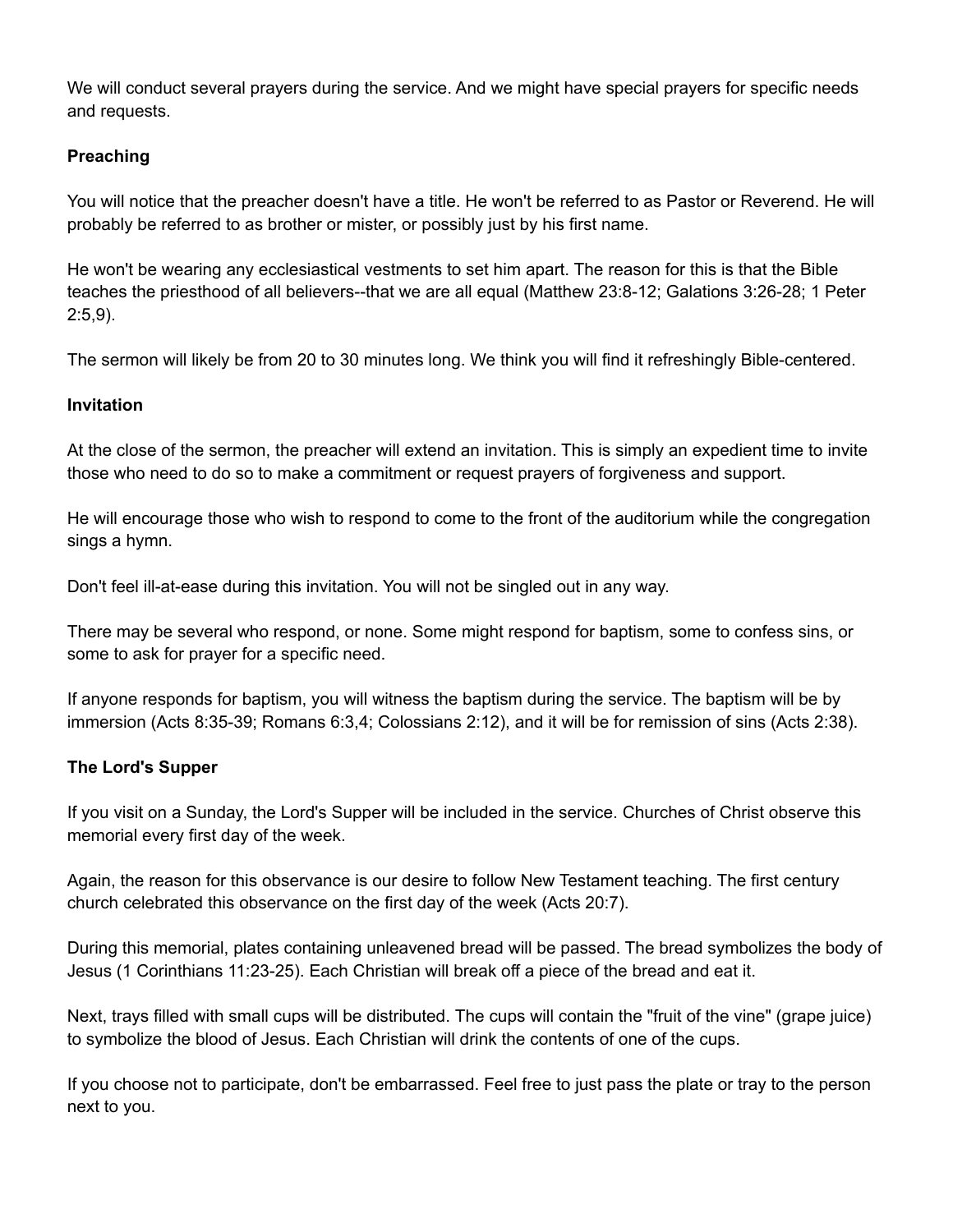We will conduct several prayers during the service. And we might have special prayers for specific needs and requests.

**Preaching**

You will notice that the preacher doesn't have a title. He won't be referred to as Pastor or Reverend. He will probably be referred to as brother or mister, or possibly just by his first name.

He won't be wearing any ecclesiastical vestments to set him apart. The reason for this is that the Bible teaches the priesthood of all believers--that we are all equal (Matthew 23:8-12; Galations 3:26-28; 1 Peter 2:5,9).

The sermon will likely be from 20 to 30 minutes long. We think you will find it refreshingly Bible-centered.

**Invitation**

At the close of the sermon, the preacher will extend an invitation. This is simply an expedient time to invite those who need to do so to make a commitment or request prayers of forgiveness and support.

He will encourage those who wish to respond to come to the front of the auditorium while the congregation sings a hymn.

Don't feel ill-at-ease during this invitation. You will not be singled out in any way.

There may be several who respond, or none. Some might respond for baptism, some to confess sins, or some to ask for prayer for a specific need.

If anyone responds for baptism, you will witness the baptism during the service. The baptism will be by immersion (Acts 8:35-39; Romans 6:3,4; Colossians 2:12), and it will be for remission of sins (Acts 2:38).

**The Lord's Supper**

If you visit on a Sunday, the Lord's Supper will be included in the service. Churches of Christ observe this memorial every first day of the week.

Again, the reason for this observance is our desire to follow New Testament teaching. The first century church celebrated this observance on the first day of the week (Acts 20:7).

During this memorial, plates containing unleavened bread will be passed. The bread symbolizes the body of Jesus (1 Corinthians 11:23-25). Each Christian will break off a piece of the bread and eat it.

Next, trays filled with small cups will be distributed. The cups will contain the "fruit of the vine" (grape juice) to symbolize the blood of Jesus. Each Christian will drink the contents of one of the cups.

If you choose not to participate, don't be embarrassed. Feel free to just pass the plate or tray to the person next to you.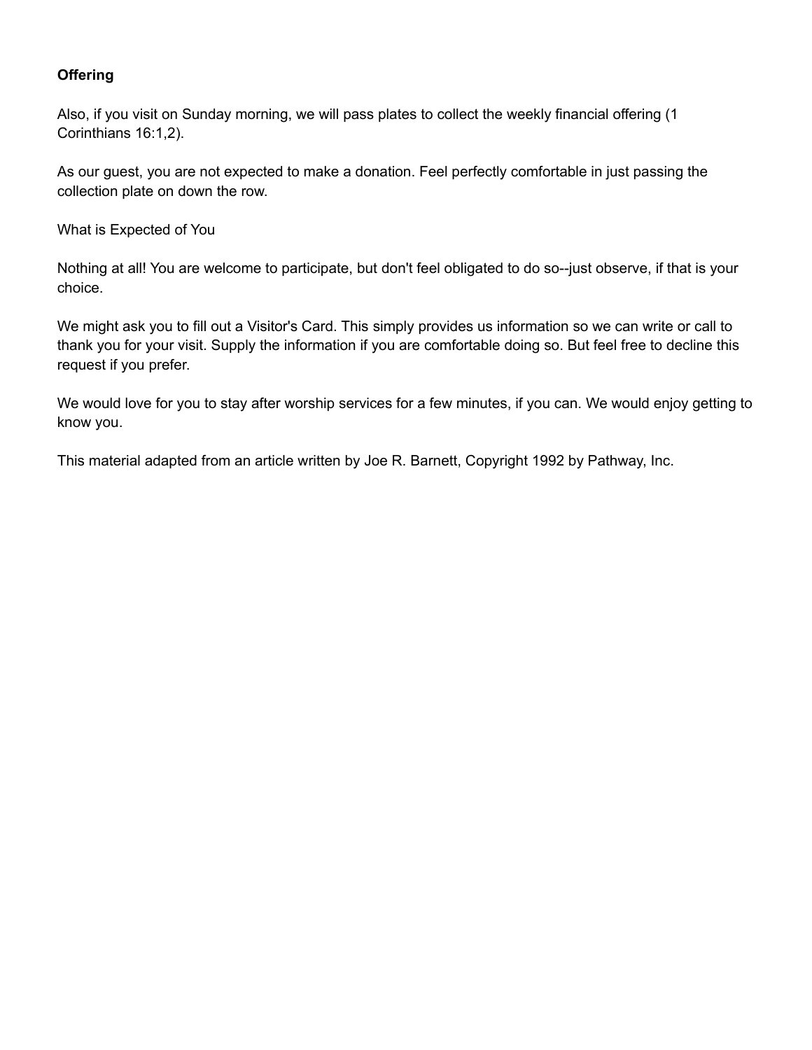**Offering**

Also, if you visit on Sunday morning, we will pass plates to collect the weekly financial offering (1 Corinthians 16:1,2).

As our guest, you are not expected to make a donation. Feel perfectly comfortable in just passing the collection plate on down the row.

What is Expected of You

Nothing at all! You are welcome to participate, but don't feel obligated to do so--just observe, if that is your choice.

We might ask you to fill out a Visitor's Card. This simply provides us information so we can write or call to thank you for your visit. Supply the information if you are comfortable doing so. But feel free to decline this request if you prefer.

We would love for you to stay after worship services for a few minutes, if you can. We would enjoy getting to know you.

This material adapted from an article written by Joe R. Barnett, Copyright 1992 by Pathway, Inc.